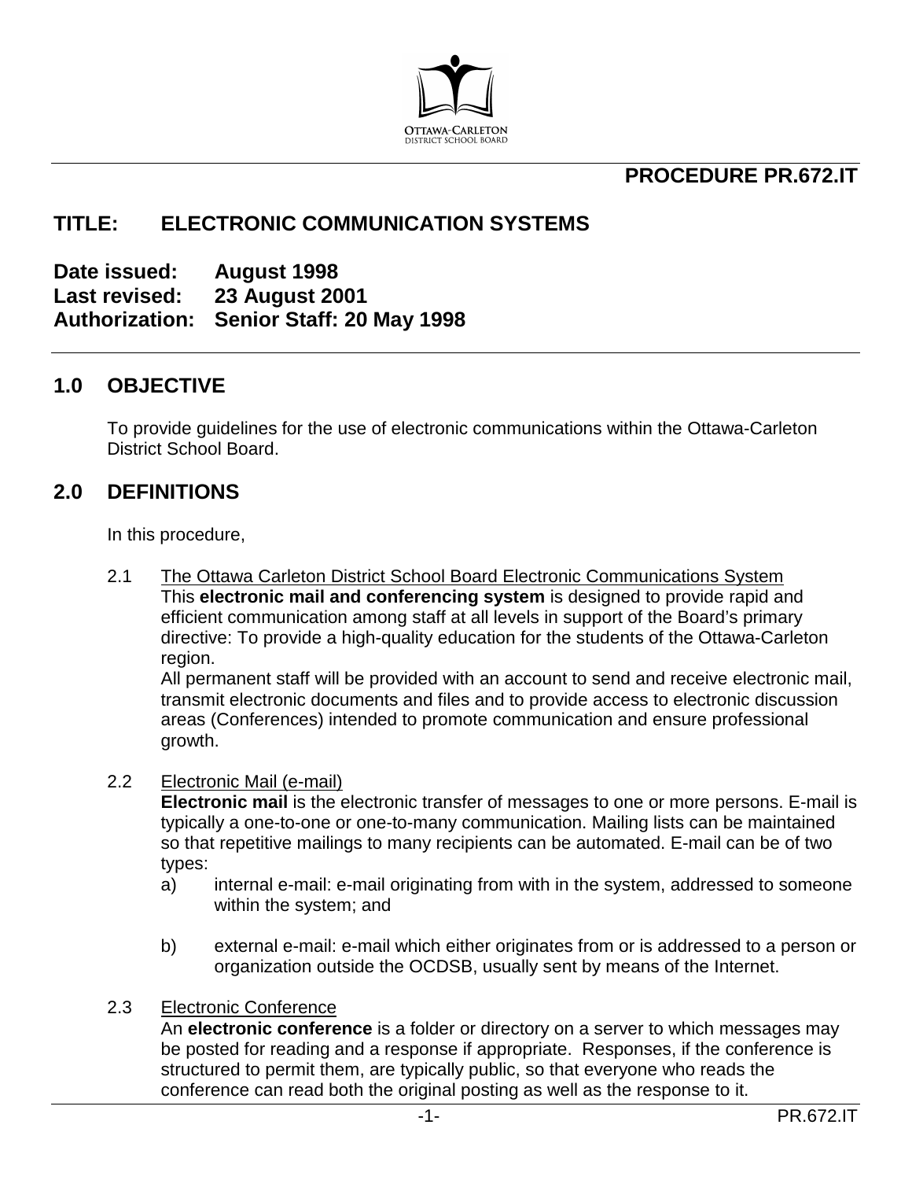OTTAWA-CARLETON DISTRICT SCHOOL BOARD

**PROCEDURE PR.672.IT**

# TITLE: ELECTRONIC COMMUNICATION SYSTEMS

**Date issued:** **August 1998**
**Last revised:** **23 August 2001**
**Authorization:** **Senior Staff: 20 May 1998**

## 1.0 OBJECTIVE

To provide guidelines for the use of electronic communications within the Ottawa-Carleton District School Board.

## 2.0 DEFINITIONS

In this procedure,

2.1 The Ottawa Carleton District School Board Electronic Communications System
This **electronic mail and conferencing system** is designed to provide rapid and efficient communication among staff at all levels in support of the Board's primary directive: To provide a high-quality education for the students of the Ottawa-Carleton region.
All permanent staff will be provided with an account to send and receive electronic mail, transmit electronic documents and files and to provide access to electronic discussion areas (Conferences) intended to promote communication and ensure professional growth.

2.2 Electronic Mail (e-mail)
**Electronic mail** is the electronic transfer of messages to one or more persons. E-mail is typically a one-to-one or one-to-many communication. Mailing lists can be maintained so that repetitive mailings to many recipients can be automated. E-mail can be of two types:

a) internal e-mail: e-mail originating from with in the system, addressed to someone within the system; and

b) external e-mail: e-mail which either originates from or is addressed to a person or organization outside the OCDSB, usually sent by means of the Internet.

2.3 Electronic Conference
An **electronic conference** is a folder or directory on a server to which messages may be posted for reading and a response if appropriate. Responses, if the conference is structured to permit them, are typically public, so that everyone who reads the conference can read both the original posting as well as the response to it.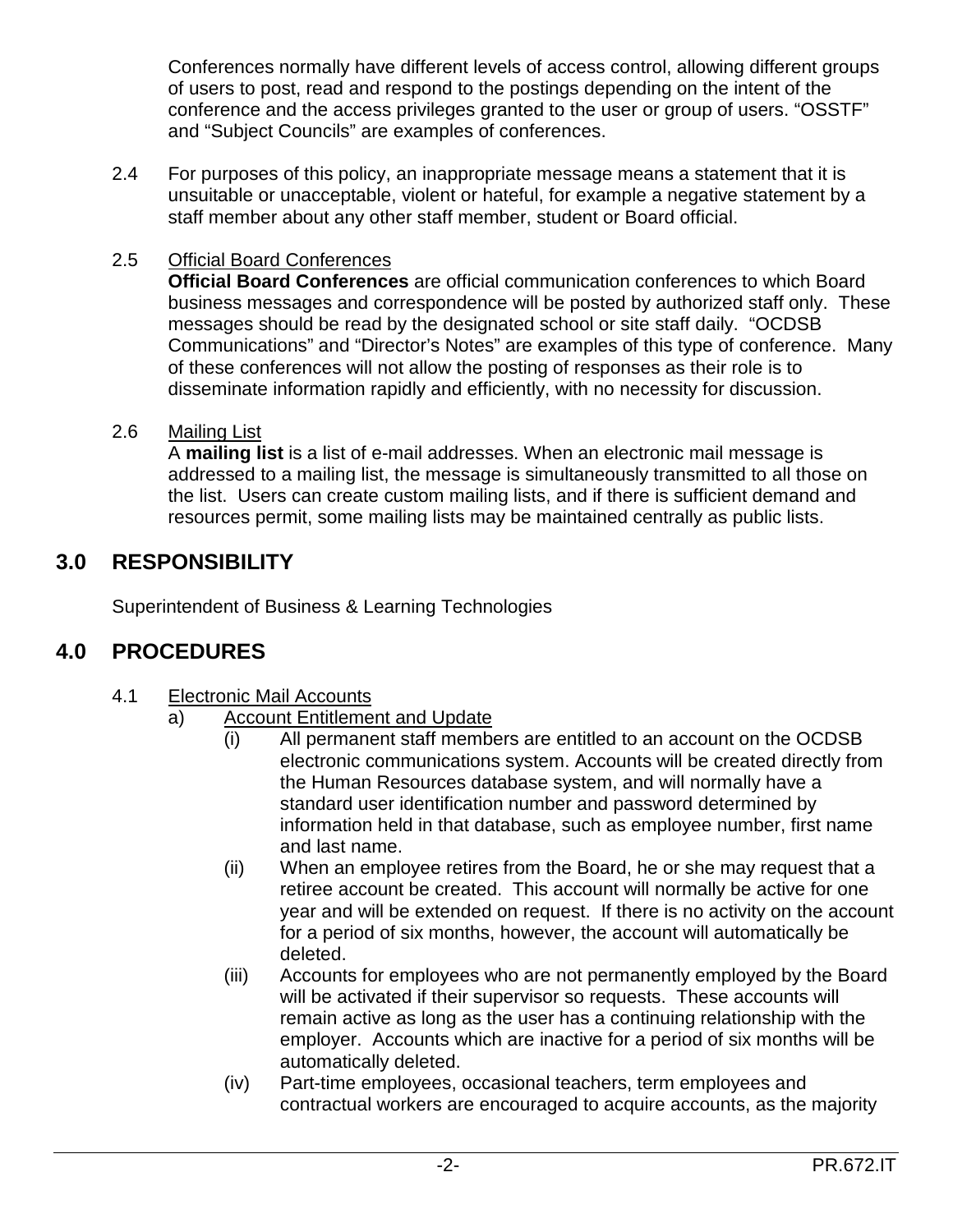Conferences normally have different levels of access control, allowing different groups of users to post, read and respond to the postings depending on the intent of the conference and the access privileges granted to the user or group of users. "OSSTF" and "Subject Councils" are examples of conferences.

2.4 For purposes of this policy, an inappropriate message means a statement that it is unsuitable or unacceptable, violent or hateful, for example a negative statement by a staff member about any other staff member, student or Board official.

2.5 Official Board Conferences

**Official Board Conferences** are official communication conferences to which Board business messages and correspondence will be posted by authorized staff only. These messages should be read by the designated school or site staff daily. "OCDSB Communications" and "Director's Notes" are examples of this type of conference. Many of these conferences will not allow the posting of responses as their role is to disseminate information rapidly and efficiently, with no necessity for discussion.

2.6 Mailing List

A **mailing list** is a list of e-mail addresses. When an electronic mail message is addressed to a mailing list, the message is simultaneously transmitted to all those on the list. Users can create custom mailing lists, and if there is sufficient demand and resources permit, some mailing lists may be maintained centrally as public lists.

## 3.0 RESPONSIBILITY

Superintendent of Business & Learning Technologies

## 4.0 PROCEDURES

4.1 Electronic Mail Accounts

a) Account Entitlement and Update

(i) All permanent staff members are entitled to an account on the OCDSB electronic communications system. Accounts will be created directly from the Human Resources database system, and will normally have a standard user identification number and password determined by information held in that database, such as employee number, first name and last name.

(ii) When an employee retires from the Board, he or she may request that a retiree account be created. This account will normally be active for one year and will be extended on request. If there is no activity on the account for a period of six months, however, the account will automatically be deleted.

(iii) Accounts for employees who are not permanently employed by the Board will be activated if their supervisor so requests. These accounts will remain active as long as the user has a continuing relationship with the employer. Accounts which are inactive for a period of six months will be automatically deleted.

(iv) Part-time employees, occasional teachers, term employees and contractual workers are encouraged to acquire accounts, as the majority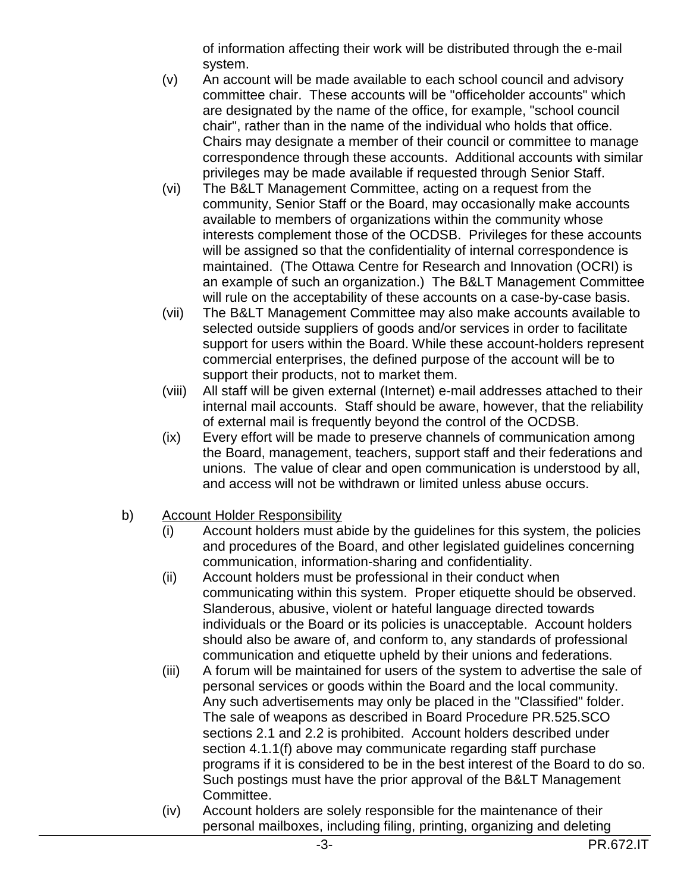of information affecting their work will be distributed through the e-mail system.

(v) An account will be made available to each school council and advisory committee chair. These accounts will be "officeholder accounts" which are designated by the name of the office, for example, "school council chair", rather than in the name of the individual who holds that office. Chairs may designate a member of their council or committee to manage correspondence through these accounts. Additional accounts with similar privileges may be made available if requested through Senior Staff.

(vi) The B&LT Management Committee, acting on a request from the community, Senior Staff or the Board, may occasionally make accounts available to members of organizations within the community whose interests complement those of the OCDSB. Privileges for these accounts will be assigned so that the confidentiality of internal correspondence is maintained. (The Ottawa Centre for Research and Innovation (OCRI) is an example of such an organization.) The B&LT Management Committee will rule on the acceptability of these accounts on a case-by-case basis.

(vii) The B&LT Management Committee may also make accounts available to selected outside suppliers of goods and/or services in order to facilitate support for users within the Board. While these account-holders represent commercial enterprises, the defined purpose of the account will be to support their products, not to market them.

(viii) All staff will be given external (Internet) e-mail addresses attached to their internal mail accounts. Staff should be aware, however, that the reliability of external mail is frequently beyond the control of the OCDSB.

(ix) Every effort will be made to preserve channels of communication among the Board, management, teachers, support staff and their federations and unions. The value of clear and open communication is understood by all, and access will not be withdrawn or limited unless abuse occurs.

b) <u>Account Holder Responsibility</u>

(i) Account holders must abide by the guidelines for this system, the policies and procedures of the Board, and other legislated guidelines concerning communication, information-sharing and confidentiality.

(ii) Account holders must be professional in their conduct when communicating within this system. Proper etiquette should be observed. Slanderous, abusive, violent or hateful language directed towards individuals or the Board or its policies is unacceptable. Account holders should also be aware of, and conform to, any standards of professional communication and etiquette upheld by their unions and federations.

(iii) A forum will be maintained for users of the system to advertise the sale of personal services or goods within the Board and the local community. Any such advertisements may only be placed in the "Classified" folder. The sale of weapons as described in Board Procedure PR.525.SCO sections 2.1 and 2.2 is prohibited. Account holders described under section 4.1.1(f) above may communicate regarding staff purchase programs if it is considered to be in the best interest of the Board to do so. Such postings must have the prior approval of the B&LT Management Committee.

(iv) Account holders are solely responsible for the maintenance of their personal mailboxes, including filing, printing, organizing and deleting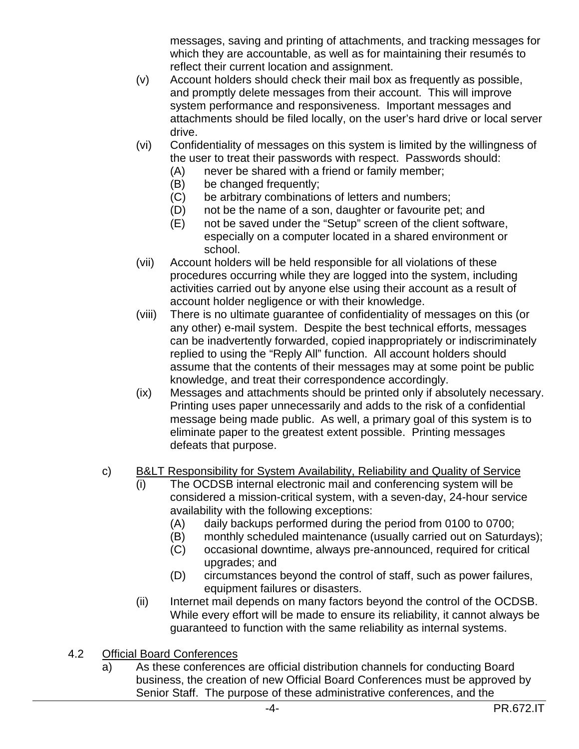messages, saving and printing of attachments, and tracking messages for which they are accountable, as well as for maintaining their resumés to reflect their current location and assignment.

(v) Account holders should check their mail box as frequently as possible, and promptly delete messages from their account. This will improve system performance and responsiveness. Important messages and attachments should be filed locally, on the user's hard drive or local server drive.

(vi) Confidentiality of messages on this system is limited by the willingness of the user to treat their passwords with respect. Passwords should:
- (A) never be shared with a friend or family member;
- (B) be changed frequently;
- (C) be arbitrary combinations of letters and numbers;
- (D) not be the name of a son, daughter or favourite pet; and
- (E) not be saved under the "Setup" screen of the client software, especially on a computer located in a shared environment or school.

(vii) Account holders will be held responsible for all violations of these procedures occurring while they are logged into the system, including activities carried out by anyone else using their account as a result of account holder negligence or with their knowledge.

(viii) There is no ultimate guarantee of confidentiality of messages on this (or any other) e-mail system. Despite the best technical efforts, messages can be inadvertently forwarded, copied inappropriately or indiscriminately replied to using the "Reply All" function. All account holders should assume that the contents of their messages may at some point be public knowledge, and treat their correspondence accordingly.

(ix) Messages and attachments should be printed only if absolutely necessary. Printing uses paper unnecessarily and adds to the risk of a confidential message being made public. As well, a primary goal of this system is to eliminate paper to the greatest extent possible. Printing messages defeats that purpose.

c) B&LT Responsibility for System Availability, Reliability and Quality of Service

(i) The OCDSB internal electronic mail and conferencing system will be considered a mission-critical system, with a seven-day, 24-hour service availability with the following exceptions:
- (A) daily backups performed during the period from 0100 to 0700;
- (B) monthly scheduled maintenance (usually carried out on Saturdays);
- (C) occasional downtime, always pre-announced, required for critical upgrades; and
- (D) circumstances beyond the control of staff, such as power failures, equipment failures or disasters.

(ii) Internet mail depends on many factors beyond the control of the OCDSB. While every effort will be made to ensure its reliability, it cannot always be guaranteed to function with the same reliability as internal systems.

4.2 Official Board Conferences

a) As these conferences are official distribution channels for conducting Board business, the creation of new Official Board Conferences must be approved by Senior Staff. The purpose of these administrative conferences, and the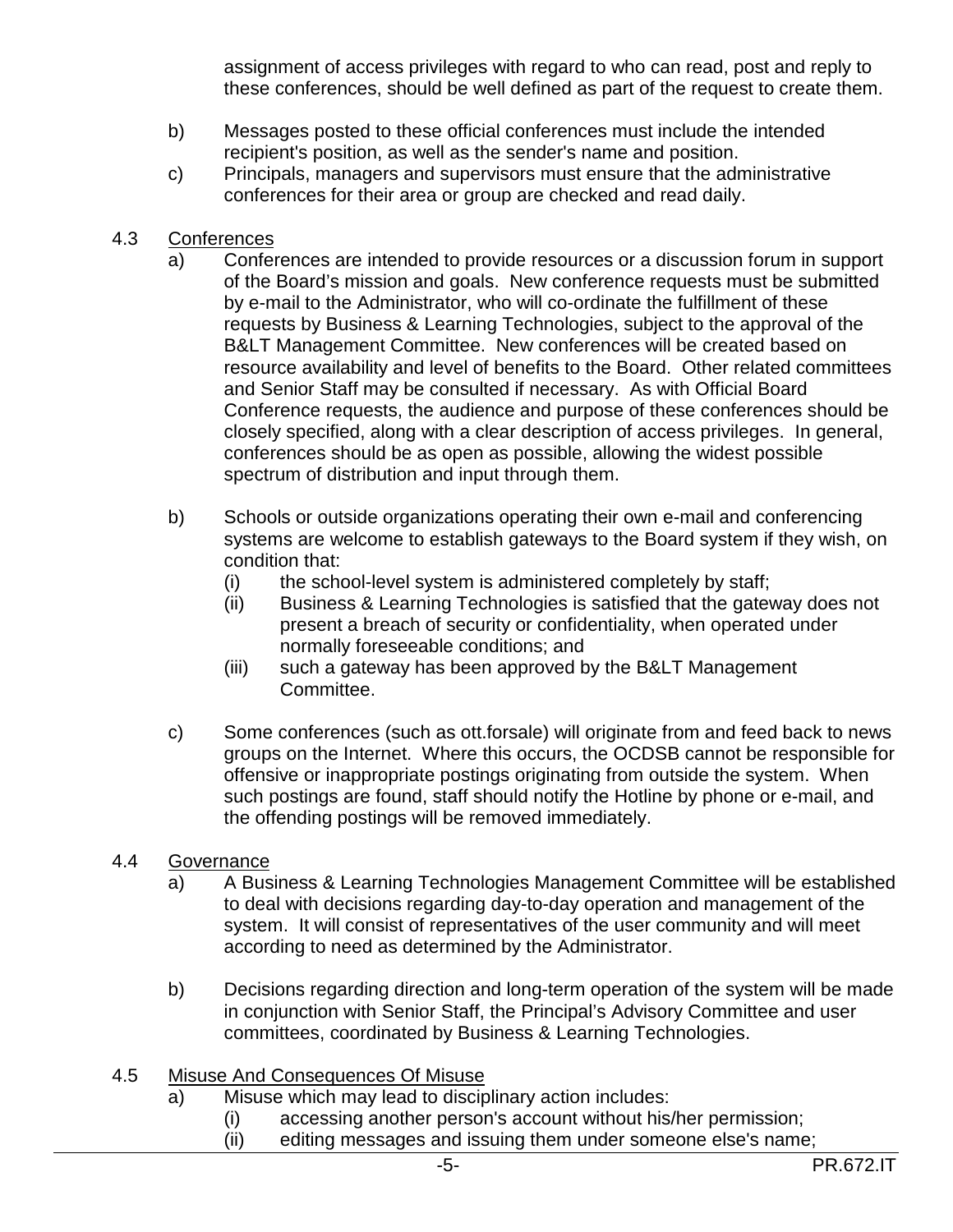assignment of access privileges with regard to who can read, post and reply to these conferences, should be well defined as part of the request to create them.

b) Messages posted to these official conferences must include the intended recipient's position, as well as the sender's name and position.

c) Principals, managers and supervisors must ensure that the administrative conferences for their area or group are checked and read daily.

4.3 Conferences

a) Conferences are intended to provide resources or a discussion forum in support of the Board's mission and goals. New conference requests must be submitted by e-mail to the Administrator, who will co-ordinate the fulfillment of these requests by Business & Learning Technologies, subject to the approval of the B&LT Management Committee. New conferences will be created based on resource availability and level of benefits to the Board. Other related committees and Senior Staff may be consulted if necessary. As with Official Board Conference requests, the audience and purpose of these conferences should be closely specified, along with a clear description of access privileges. In general, conferences should be as open as possible, allowing the widest possible spectrum of distribution and input through them.

b) Schools or outside organizations operating their own e-mail and conferencing systems are welcome to establish gateways to the Board system if they wish, on condition that:

  (i) the school-level system is administered completely by staff;
  (ii) Business & Learning Technologies is satisfied that the gateway does not present a breach of security or confidentiality, when operated under normally foreseeable conditions; and
  (iii) such a gateway has been approved by the B&LT Management Committee.

c) Some conferences (such as ott.forsale) will originate from and feed back to news groups on the Internet. Where this occurs, the OCDSB cannot be responsible for offensive or inappropriate postings originating from outside the system. When such postings are found, staff should notify the Hotline by phone or e-mail, and the offending postings will be removed immediately.

4.4 Governance

a) A Business & Learning Technologies Management Committee will be established to deal with decisions regarding day-to-day operation and management of the system. It will consist of representatives of the user community and will meet according to need as determined by the Administrator.

b) Decisions regarding direction and long-term operation of the system will be made in conjunction with Senior Staff, the Principal's Advisory Committee and user committees, coordinated by Business & Learning Technologies.

4.5 Misuse And Consequences Of Misuse

a) Misuse which may lead to disciplinary action includes:

  (i) accessing another person's account without his/her permission;
  (ii) editing messages and issuing them under someone else's name;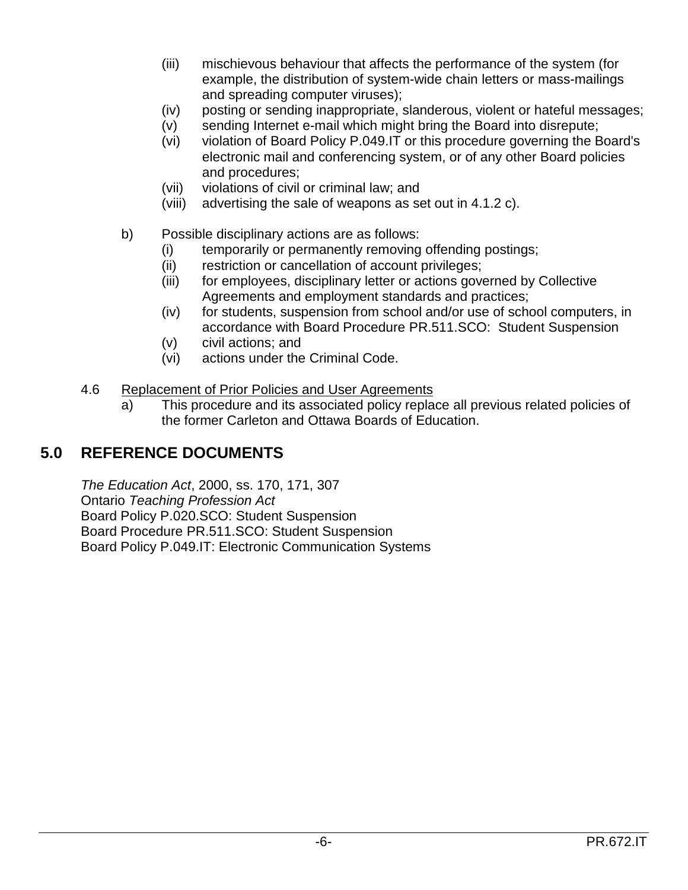(iii) mischievous behaviour that affects the performance of the system (for example, the distribution of system-wide chain letters or mass-mailings and spreading computer viruses);
(iv) posting or sending inappropriate, slanderous, violent or hateful messages;
(v) sending Internet e-mail which might bring the Board into disrepute;
(vi) violation of Board Policy P.049.IT or this procedure governing the Board's electronic mail and conferencing system, or of any other Board policies and procedures;
(vii) violations of civil or criminal law; and
(viii) advertising the sale of weapons as set out in 4.1.2 c).

b) Possible disciplinary actions are as follows:
(i) temporarily or permanently removing offending postings;
(ii) restriction or cancellation of account privileges;
(iii) for employees, disciplinary letter or actions governed by Collective Agreements and employment standards and practices;
(iv) for students, suspension from school and/or use of school computers, in accordance with Board Procedure PR.511.SCO: Student Suspension
(v) civil actions; and
(vi) actions under the Criminal Code.

4.6 Replacement of Prior Policies and User Agreements

a) This procedure and its associated policy replace all previous related policies of the former Carleton and Ottawa Boards of Education.

## 5.0 REFERENCE DOCUMENTS

*The Education Act*, 2000, ss. 170, 171, 307
Ontario *Teaching Profession Act*
Board Policy P.020.SCO: Student Suspension
Board Procedure PR.511.SCO: Student Suspension
Board Policy P.049.IT: Electronic Communication Systems